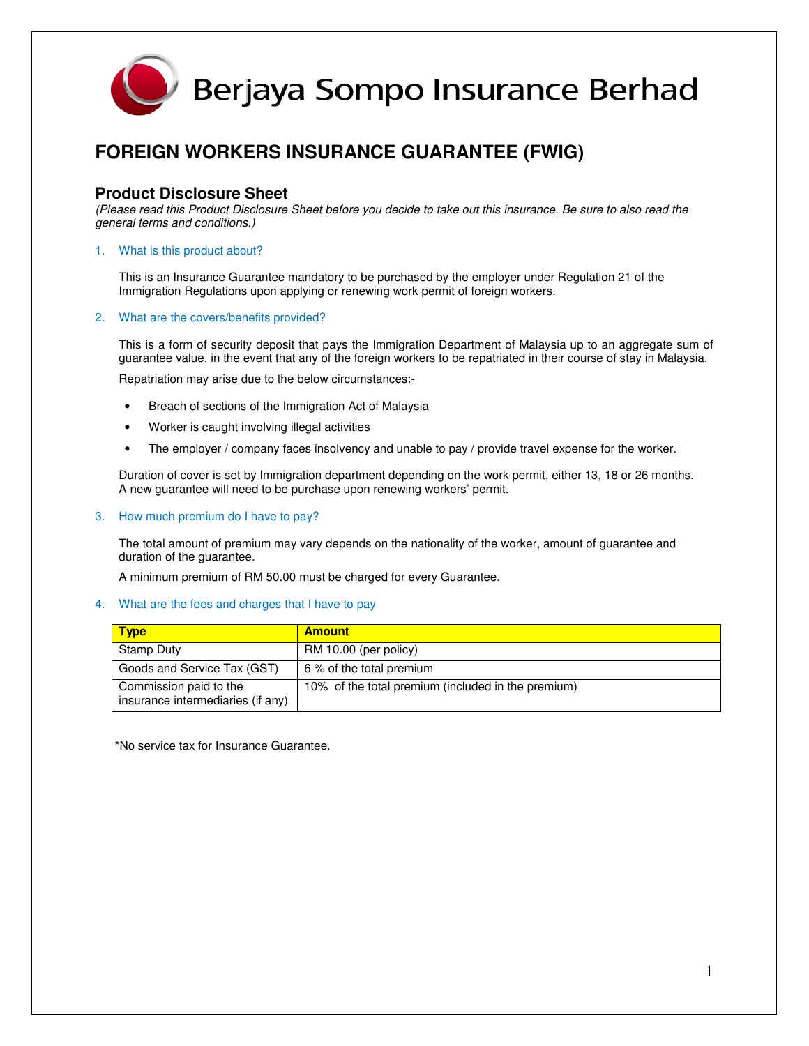# Berjaya Sompo Insurance Berhad

## FOREIGN WORKERS INSURANCE GUARANTEE (FWIG)

### Product Disclosure Sheet

*(Please read this Product Disclosure Sheet before you decide to take out this insurance. Be sure to also read the general terms and conditions.)*

1. What is this product about?

   This is an Insurance Guarantee mandatory to be purchased by the employer under Regulation 21 of the Immigration Regulations upon applying or renewing work permit of foreign workers.

2. What are the covers/benefits provided?

   This is a form of security deposit that pays the Immigration Department of Malaysia up to an aggregate sum of guarantee value, in the event that any of the foreign workers to be repatriated in their course of stay in Malaysia.

   Repatriation may arise due to the below circumstances:-

   - Breach of sections of the Immigration Act of Malaysia
   - Worker is caught involving illegal activities
   - The employer / company faces insolvency and unable to pay / provide travel expense for the worker.

   Duration of cover is set by Immigration department depending on the work permit, either 13, 18 or 26 months. A new guarantee will need to be purchase upon renewing workers' permit.

3. How much premium do I have to pay?

   The total amount of premium may vary depends on the nationality of the worker, amount of guarantee and duration of the guarantee.

   A minimum premium of RM 50.00 must be charged for every Guarantee.

4. What are the fees and charges that I have to pay

| Type | Amount |
| --- | --- |
| Stamp Duty | RM 10.00 (per policy) |
| Goods and Service Tax (GST) | 6 % of the total premium |
| Commission paid to the insurance intermediaries (if any) | 10% of the total premium (included in the premium) |

*No service tax for Insurance Guarantee.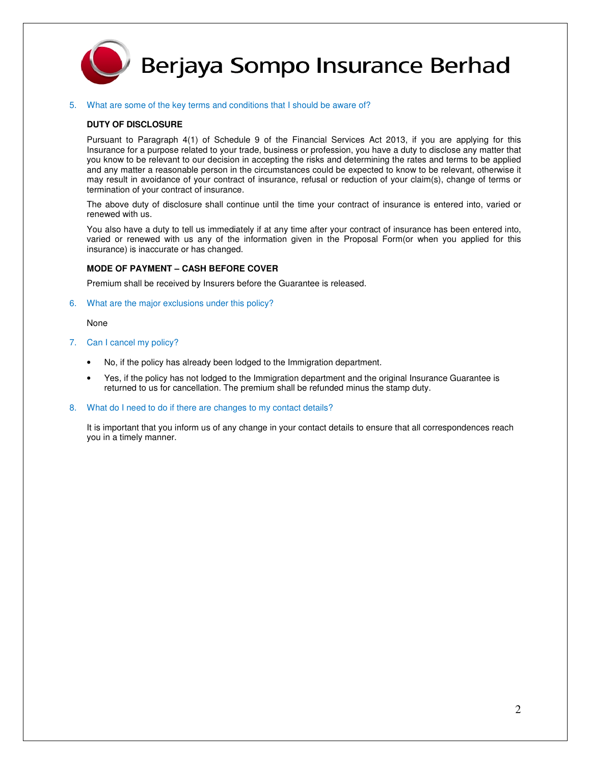# Berjaya Sompo Insurance Berhad

5. What are some of the key terms and conditions that I should be aware of?

   **DUTY OF DISCLOSURE**

   Pursuant to Paragraph 4(1) of Schedule 9 of the Financial Services Act 2013, if you are applying for this Insurance for a purpose related to your trade, business or profession, you have a duty to disclose any matter that you know to be relevant to our decision in accepting the risks and determining the rates and terms to be applied and any matter a reasonable person in the circumstances could be expected to know to be relevant, otherwise it may result in avoidance of your contract of insurance, refusal or reduction of your claim(s), change of terms or termination of your contract of insurance.

   The above duty of disclosure shall continue until the time your contract of insurance is entered into, varied or renewed with us.

   You also have a duty to tell us immediately if at any time after your contract of insurance has been entered into, varied or renewed with us any of the information given in the Proposal Form(or when you applied for this insurance) is inaccurate or has changed.

   **MODE OF PAYMENT – CASH BEFORE COVER**

   Premium shall be received by Insurers before the Guarantee is released.

6. What are the major exclusions under this policy?

   None

7. Can I cancel my policy?

   - No, if the policy has already been lodged to the Immigration department.
   - Yes, if the policy has not lodged to the Immigration department and the original Insurance Guarantee is returned to us for cancellation. The premium shall be refunded minus the stamp duty.

8. What do I need to do if there are changes to my contact details?

   It is important that you inform us of any change in your contact details to ensure that all correspondences reach you in a timely manner.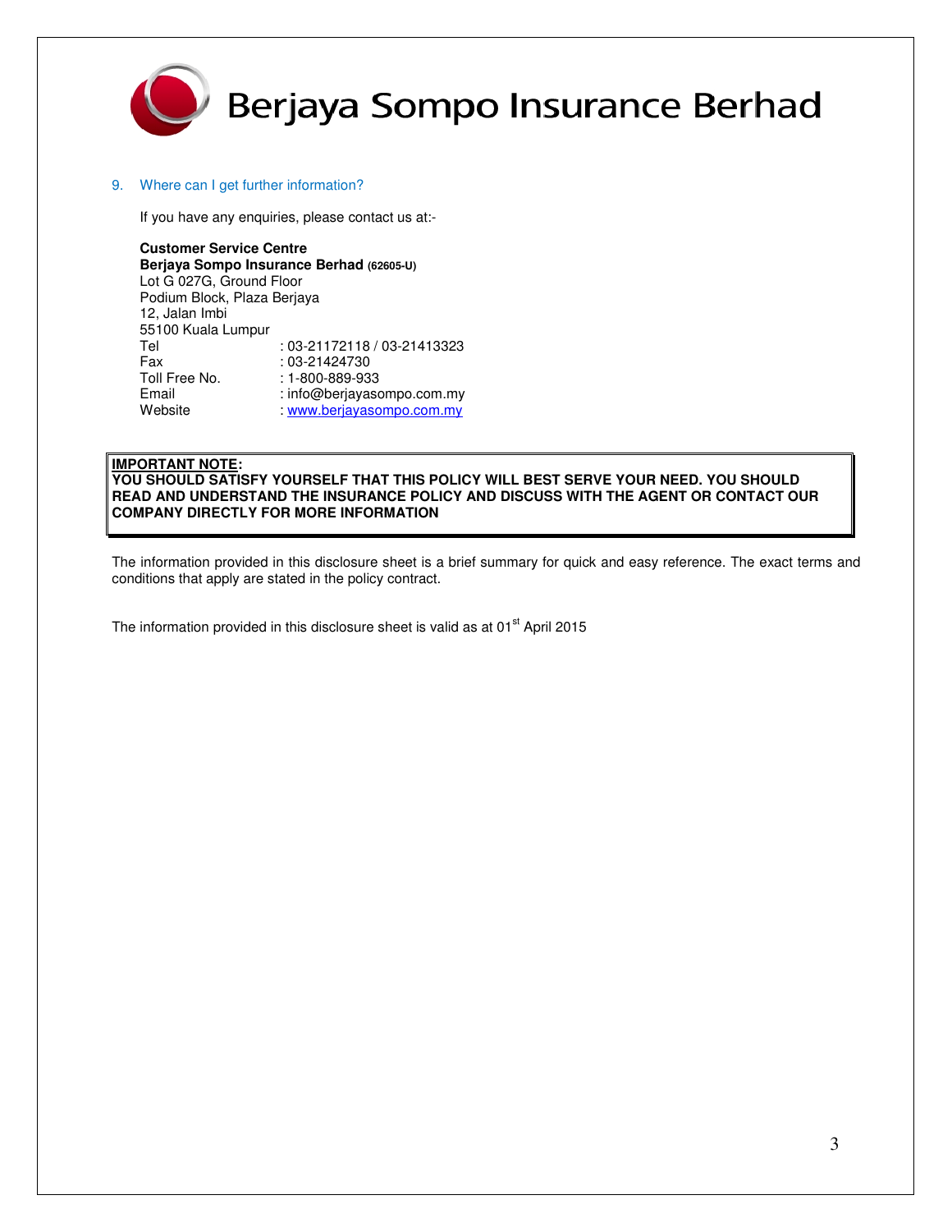# Berjaya Sompo Insurance Berhad

## 9. Where can I get further information?

If you have any enquiries, please contact us at:-

**Customer Service Centre**
**Berjaya Sompo Insurance Berhad (62605-U)**
Lot G 027G, Ground Floor
Podium Block, Plaza Berjaya
12, Jalan Imbi
55100 Kuala Lumpur

| | |
|---|---|
| Tel | : 03-21172118 / 03-21413323 |
| Fax | : 03-21424730 |
| Toll Free No. | : 1-800-889-933 |
| Email | : info@berjayasompo.com.my |
| Website | : www.berjayasompo.com.my |

**IMPORTANT NOTE:**
**YOU SHOULD SATISFY YOURSELF THAT THIS POLICY WILL BEST SERVE YOUR NEED. YOU SHOULD READ AND UNDERSTAND THE INSURANCE POLICY AND DISCUSS WITH THE AGENT OR CONTACT OUR COMPANY DIRECTLY FOR MORE INFORMATION**

The information provided in this disclosure sheet is a brief summary for quick and easy reference. The exact terms and conditions that apply are stated in the policy contract.

The information provided in this disclosure sheet is valid as at 01st April 2015